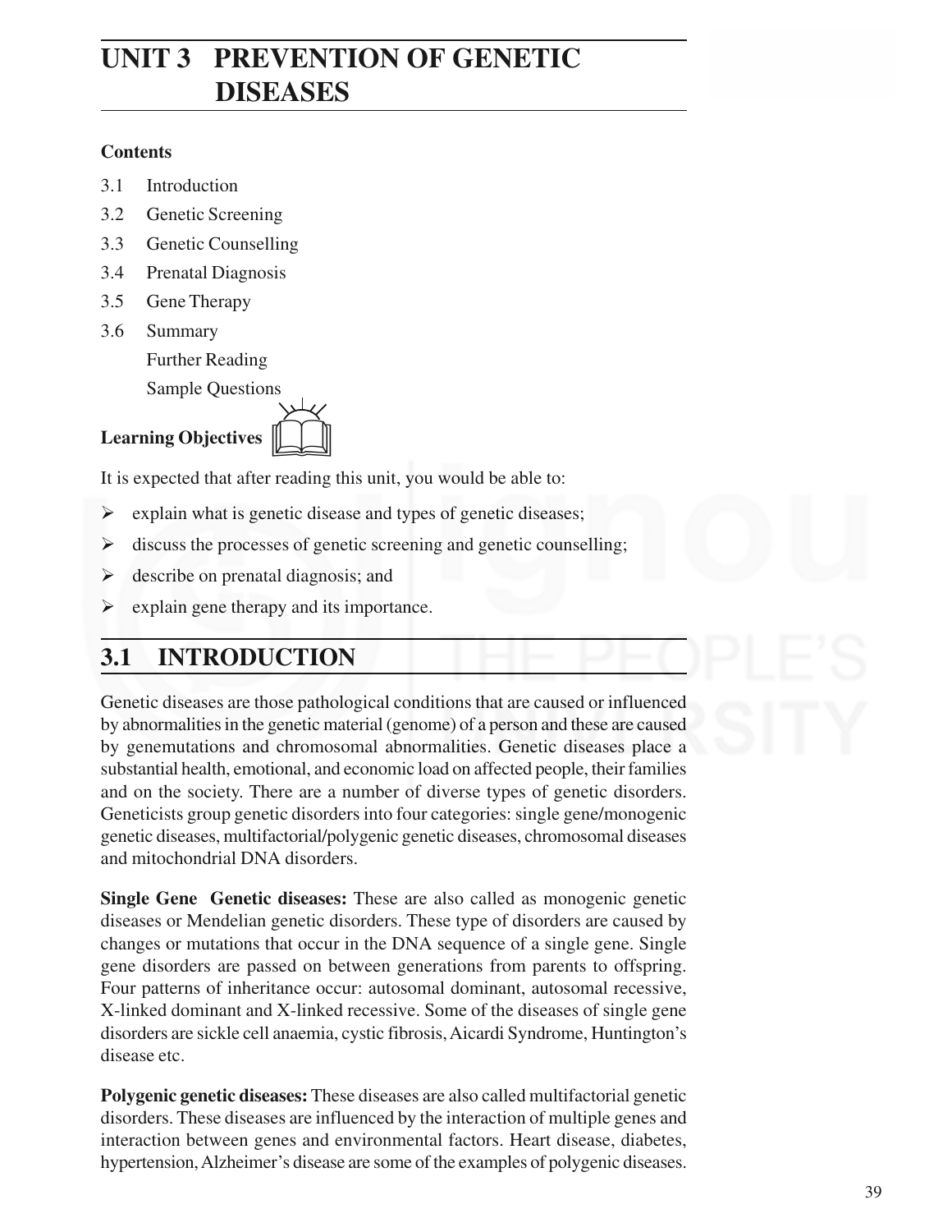# UNIT 3 PREVENTION OF GENETIC DISEASES

**Contents**

3.1 Introduction

3.2 Genetic Screening

3.3 Genetic Counselling

3.4 Prenatal Diagnosis

3.5 Gene Therapy

3.6 Summary

Further Reading

Sample Questions

**Learning Objectives**

It is expected that after reading this unit, you would be able to:

- explain what is genetic disease and types of genetic diseases;
- discuss the processes of genetic screening and genetic counselling;
- describe on prenatal diagnosis; and
- explain gene therapy and its importance.

## 3.1 INTRODUCTION

Genetic diseases are those pathological conditions that are caused or influenced by abnormalities in the genetic material (genome) of a person and these are caused by genemutations and chromosomal abnormalities. Genetic diseases place a substantial health, emotional, and economic load on affected people, their families and on the society. There are a number of diverse types of genetic disorders. Geneticists group genetic disorders into four categories: single gene/monogenic genetic diseases, multifactorial/polygenic genetic diseases, chromosomal diseases and mitochondrial DNA disorders.

**Single Gene Genetic diseases:** These are also called as monogenic genetic diseases or Mendelian genetic disorders. These type of disorders are caused by changes or mutations that occur in the DNA sequence of a single gene. Single gene disorders are passed on between generations from parents to offspring. Four patterns of inheritance occur: autosomal dominant, autosomal recessive, X-linked dominant and X-linked recessive. Some of the diseases of single gene disorders are sickle cell anaemia, cystic fibrosis, Aicardi Syndrome, Huntington's disease etc.

**Polygenic genetic diseases:** These diseases are also called multifactorial genetic disorders. These diseases are influenced by the interaction of multiple genes and interaction between genes and environmental factors. Heart disease, diabetes, hypertension, Alzheimer's disease are some of the examples of polygenic diseases.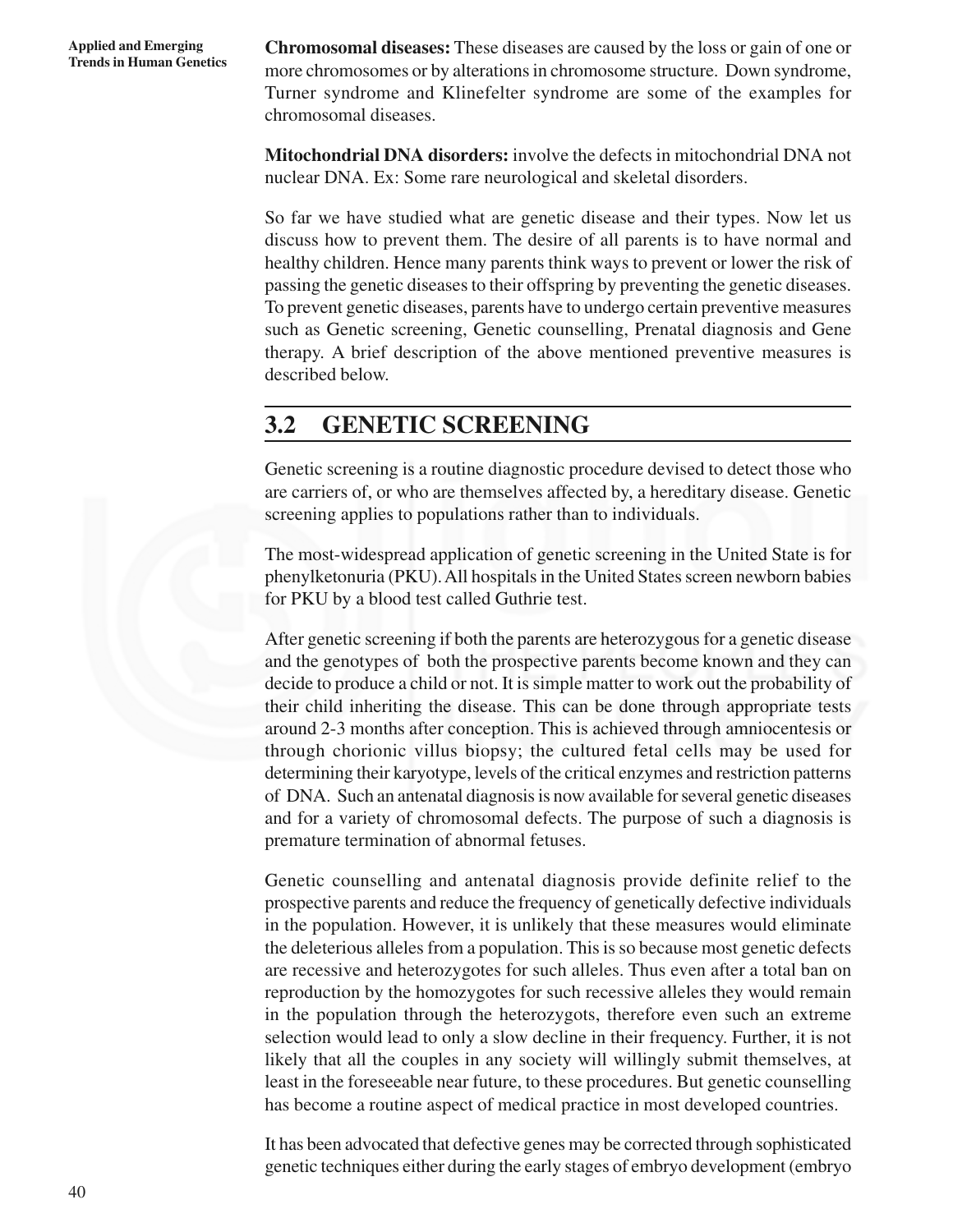**Chromosomal diseases:** These diseases are caused by the loss or gain of one or more chromosomes or by alterations in chromosome structure. Down syndrome, Turner syndrome and Klinefelter syndrome are some of the examples for chromosomal diseases.

**Mitochondrial DNA disorders:** involve the defects in mitochondrial DNA not nuclear DNA. Ex: Some rare neurological and skeletal disorders.

So far we have studied what are genetic disease and their types. Now let us discuss how to prevent them. The desire of all parents is to have normal and healthy children. Hence many parents think ways to prevent or lower the risk of passing the genetic diseases to their offspring by preventing the genetic diseases. To prevent genetic diseases, parents have to undergo certain preventive measures such as Genetic screening, Genetic counselling, Prenatal diagnosis and Gene therapy. A brief description of the above mentioned preventive measures is described below.

## 3.2 GENETIC SCREENING

Genetic screening is a routine diagnostic procedure devised to detect those who are carriers of, or who are themselves affected by, a hereditary disease. Genetic screening applies to populations rather than to individuals.

The most-widespread application of genetic screening in the United State is for phenylketonuria (PKU). All hospitals in the United States screen newborn babies for PKU by a blood test called Guthrie test.

After genetic screening if both the parents are heterozygous for a genetic disease and the genotypes of both the prospective parents become known and they can decide to produce a child or not. It is simple matter to work out the probability of their child inheriting the disease. This can be done through appropriate tests around 2-3 months after conception. This is achieved through amniocentesis or through chorionic villus biopsy; the cultured fetal cells may be used for determining their karyotype, levels of the critical enzymes and restriction patterns of DNA. Such an antenatal diagnosis is now available for several genetic diseases and for a variety of chromosomal defects. The purpose of such a diagnosis is premature termination of abnormal fetuses.

Genetic counselling and antenatal diagnosis provide definite relief to the prospective parents and reduce the frequency of genetically defective individuals in the population. However, it is unlikely that these measures would eliminate the deleterious alleles from a population. This is so because most genetic defects are recessive and heterozygotes for such alleles. Thus even after a total ban on reproduction by the homozygotes for such recessive alleles they would remain in the population through the heterozygots, therefore even such an extreme selection would lead to only a slow decline in their frequency. Further, it is not likely that all the couples in any society will willingly submit themselves, at least in the foreseeable near future, to these procedures. But genetic counselling has become a routine aspect of medical practice in most developed countries.

It has been advocated that defective genes may be corrected through sophisticated genetic techniques either during the early stages of embryo development (embryo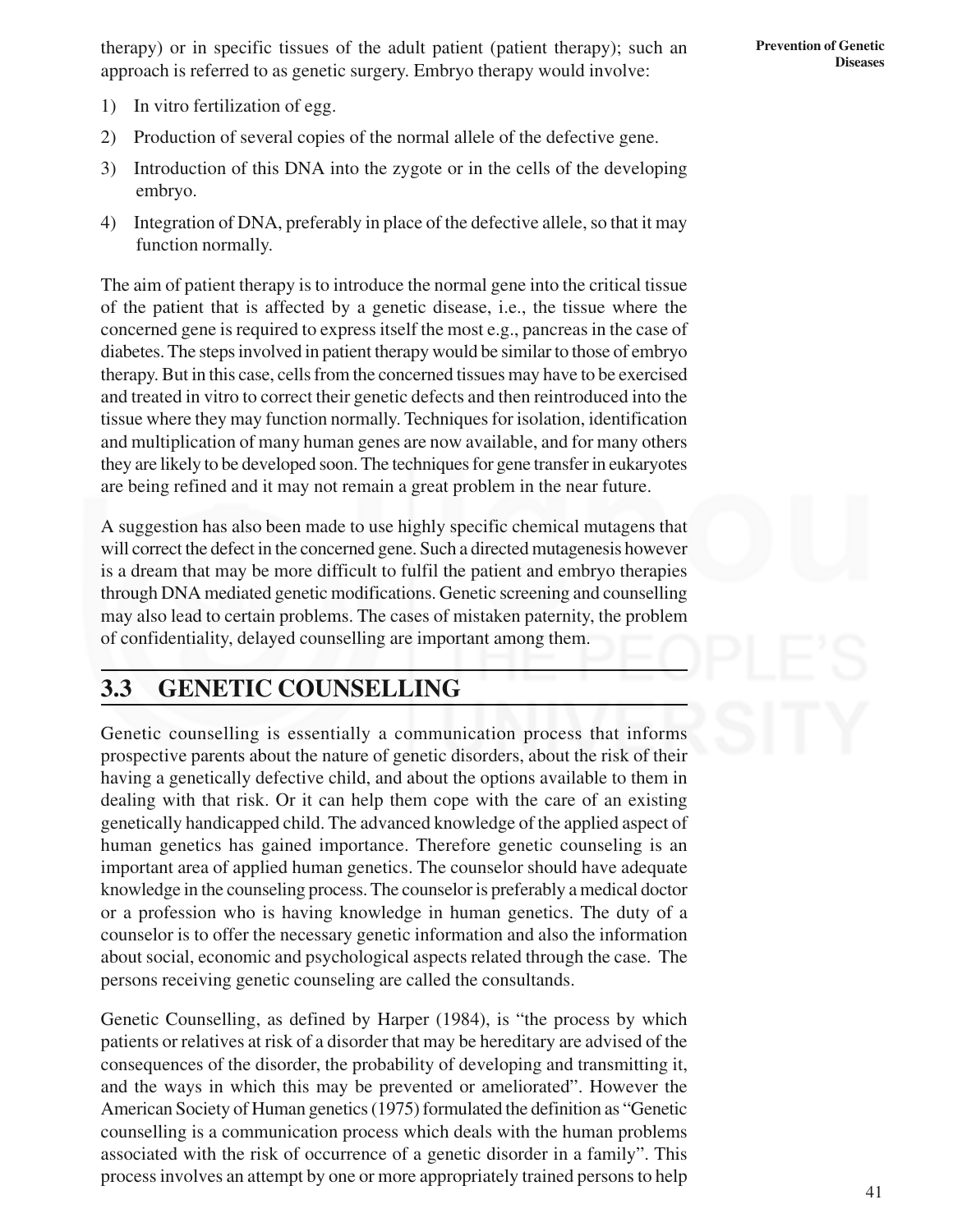therapy) or in specific tissues of the adult patient (patient therapy); such an approach is referred to as genetic surgery. Embryo therapy would involve:

1) In vitro fertilization of egg.
2) Production of several copies of the normal allele of the defective gene.
3) Introduction of this DNA into the zygote or in the cells of the developing embryo.
4) Integration of DNA, preferably in place of the defective allele, so that it may function normally.

The aim of patient therapy is to introduce the normal gene into the critical tissue of the patient that is affected by a genetic disease, i.e., the tissue where the concerned gene is required to express itself the most e.g., pancreas in the case of diabetes. The steps involved in patient therapy would be similar to those of embryo therapy. But in this case, cells from the concerned tissues may have to be exercised and treated in vitro to correct their genetic defects and then reintroduced into the tissue where they may function normally. Techniques for isolation, identification and multiplication of many human genes are now available, and for many others they are likely to be developed soon. The techniques for gene transfer in eukaryotes are being refined and it may not remain a great problem in the near future.

A suggestion has also been made to use highly specific chemical mutagens that will correct the defect in the concerned gene. Such a directed mutagenesis however is a dream that may be more difficult to fulfil the patient and embryo therapies through DNA mediated genetic modifications. Genetic screening and counselling may also lead to certain problems. The cases of mistaken paternity, the problem of confidentiality, delayed counselling are important among them.

## 3.3 GENETIC COUNSELLING

Genetic counselling is essentially a communication process that informs prospective parents about the nature of genetic disorders, about the risk of their having a genetically defective child, and about the options available to them in dealing with that risk. Or it can help them cope with the care of an existing genetically handicapped child. The advanced knowledge of the applied aspect of human genetics has gained importance. Therefore genetic counseling is an important area of applied human genetics. The counselor should have adequate knowledge in the counseling process. The counselor is preferably a medical doctor or a profession who is having knowledge in human genetics. The duty of a counselor is to offer the necessary genetic information and also the information about social, economic and psychological aspects related through the case. The persons receiving genetic counseling are called the consultands.

Genetic Counselling, as defined by Harper (1984), is "the process by which patients or relatives at risk of a disorder that may be hereditary are advised of the consequences of the disorder, the probability of developing and transmitting it, and the ways in which this may be prevented or ameliorated". However the American Society of Human genetics (1975) formulated the definition as "Genetic counselling is a communication process which deals with the human problems associated with the risk of occurrence of a genetic disorder in a family". This process involves an attempt by one or more appropriately trained persons to help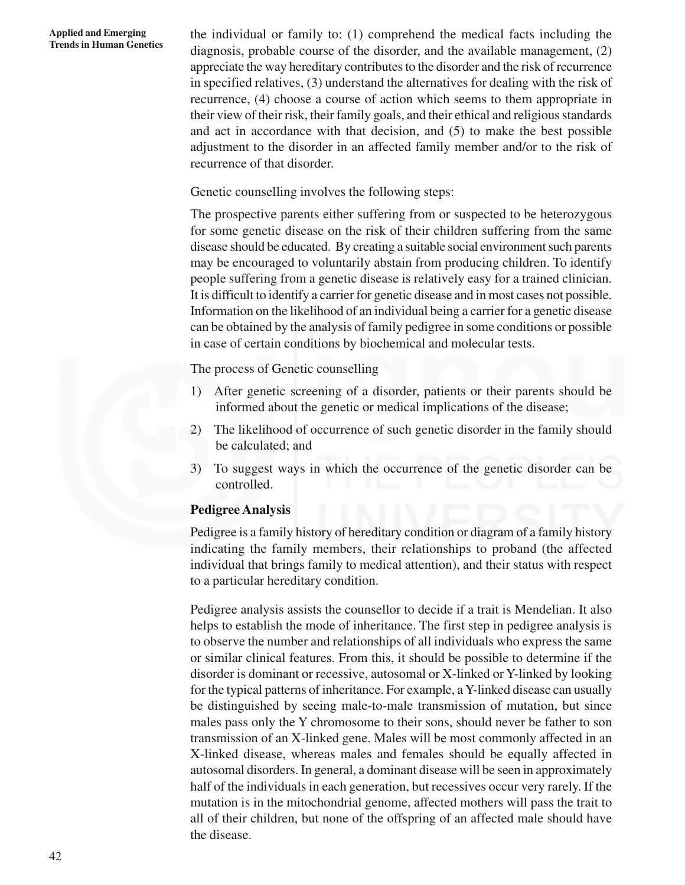the individual or family to: (1) comprehend the medical facts including the diagnosis, probable course of the disorder, and the available management, (2) appreciate the way hereditary contributes to the disorder and the risk of recurrence in specified relatives, (3) understand the alternatives for dealing with the risk of recurrence, (4) choose a course of action which seems to them appropriate in their view of their risk, their family goals, and their ethical and religious standards and act in accordance with that decision, and (5) to make the best possible adjustment to the disorder in an affected family member and/or to the risk of recurrence of that disorder.

Genetic counselling involves the following steps:

The prospective parents either suffering from or suspected to be heterozygous for some genetic disease on the risk of their children suffering from the same disease should be educated. By creating a suitable social environment such parents may be encouraged to voluntarily abstain from producing children. To identify people suffering from a genetic disease is relatively easy for a trained clinician. It is difficult to identify a carrier for genetic disease and in most cases not possible. Information on the likelihood of an individual being a carrier for a genetic disease can be obtained by the analysis of family pedigree in some conditions or possible in case of certain conditions by biochemical and molecular tests.

The process of Genetic counselling

1) After genetic screening of a disorder, patients or their parents should be informed about the genetic or medical implications of the disease;
2) The likelihood of occurrence of such genetic disorder in the family should be calculated; and
3) To suggest ways in which the occurrence of the genetic disorder can be controlled.

**Pedigree Analysis**

Pedigree is a family history of hereditary condition or diagram of a family history indicating the family members, their relationships to proband (the affected individual that brings family to medical attention), and their status with respect to a particular hereditary condition.

Pedigree analysis assists the counsellor to decide if a trait is Mendelian. It also helps to establish the mode of inheritance. The first step in pedigree analysis is to observe the number and relationships of all individuals who express the same or similar clinical features. From this, it should be possible to determine if the disorder is dominant or recessive, autosomal or X-linked or Y-linked by looking for the typical patterns of inheritance. For example, a Y-linked disease can usually be distinguished by seeing male-to-male transmission of mutation, but since males pass only the Y chromosome to their sons, should never be father to son transmission of an X-linked gene. Males will be most commonly affected in an X-linked disease, whereas males and females should be equally affected in autosomal disorders. In general, a dominant disease will be seen in approximately half of the individuals in each generation, but recessives occur very rarely. If the mutation is in the mitochondrial genome, affected mothers will pass the trait to all of their children, but none of the offspring of an affected male should have the disease.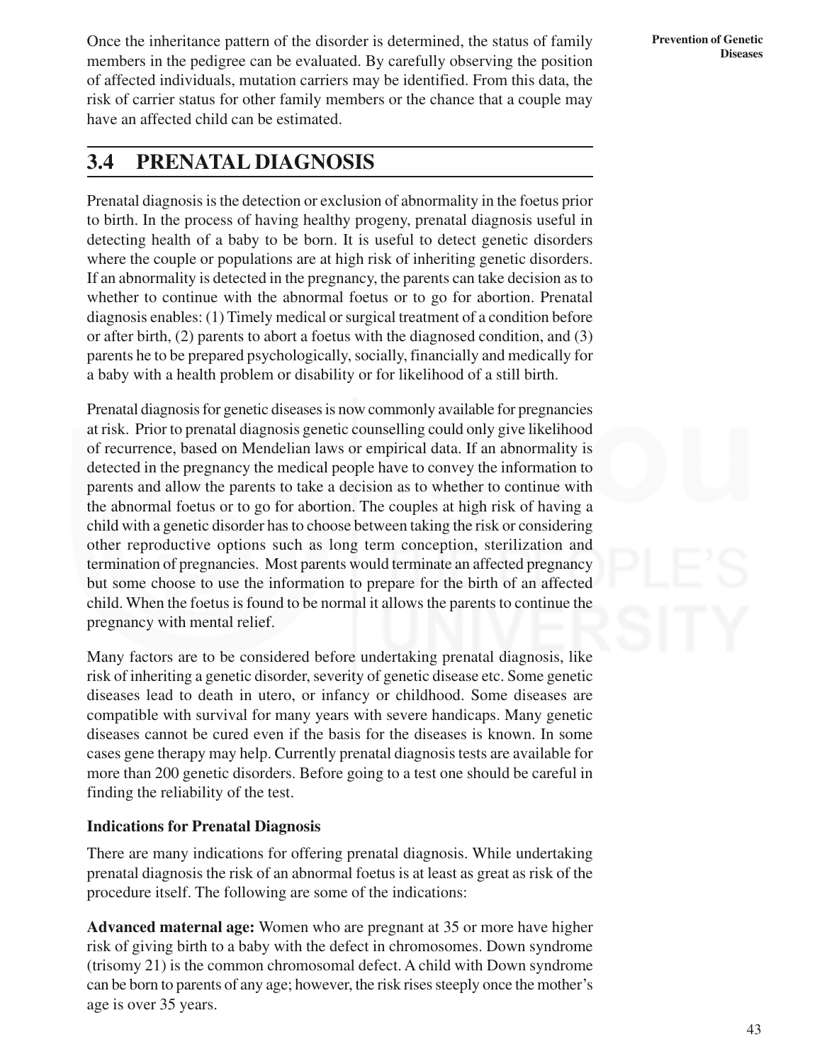Once the inheritance pattern of the disorder is determined, the status of family members in the pedigree can be evaluated. By carefully observing the position of affected individuals, mutation carriers may be identified. From this data, the risk of carrier status for other family members or the chance that a couple may have an affected child can be estimated.

## 3.4 PRENATAL DIAGNOSIS

Prenatal diagnosis is the detection or exclusion of abnormality in the foetus prior to birth. In the process of having healthy progeny, prenatal diagnosis useful in detecting health of a baby to be born. It is useful to detect genetic disorders where the couple or populations are at high risk of inheriting genetic disorders. If an abnormality is detected in the pregnancy, the parents can take decision as to whether to continue with the abnormal foetus or to go for abortion. Prenatal diagnosis enables: (1) Timely medical or surgical treatment of a condition before or after birth, (2) parents to abort a foetus with the diagnosed condition, and (3) parents he to be prepared psychologically, socially, financially and medically for a baby with a health problem or disability or for likelihood of a still birth.

Prenatal diagnosis for genetic diseases is now commonly available for pregnancies at risk. Prior to prenatal diagnosis genetic counselling could only give likelihood of recurrence, based on Mendelian laws or empirical data. If an abnormality is detected in the pregnancy the medical people have to convey the information to parents and allow the parents to take a decision as to whether to continue with the abnormal foetus or to go for abortion. The couples at high risk of having a child with a genetic disorder has to choose between taking the risk or considering other reproductive options such as long term conception, sterilization and termination of pregnancies. Most parents would terminate an affected pregnancy but some choose to use the information to prepare for the birth of an affected child. When the foetus is found to be normal it allows the parents to continue the pregnancy with mental relief.

Many factors are to be considered before undertaking prenatal diagnosis, like risk of inheriting a genetic disorder, severity of genetic disease etc. Some genetic diseases lead to death in utero, or infancy or childhood. Some diseases are compatible with survival for many years with severe handicaps. Many genetic diseases cannot be cured even if the basis for the diseases is known. In some cases gene therapy may help. Currently prenatal diagnosis tests are available for more than 200 genetic disorders. Before going to a test one should be careful in finding the reliability of the test.

### Indications for Prenatal Diagnosis

There are many indications for offering prenatal diagnosis. While undertaking prenatal diagnosis the risk of an abnormal foetus is at least as great as risk of the procedure itself. The following are some of the indications:

**Advanced maternal age:** Women who are pregnant at 35 or more have higher risk of giving birth to a baby with the defect in chromosomes. Down syndrome (trisomy 21) is the common chromosomal defect. A child with Down syndrome can be born to parents of any age; however, the risk rises steeply once the mother's age is over 35 years.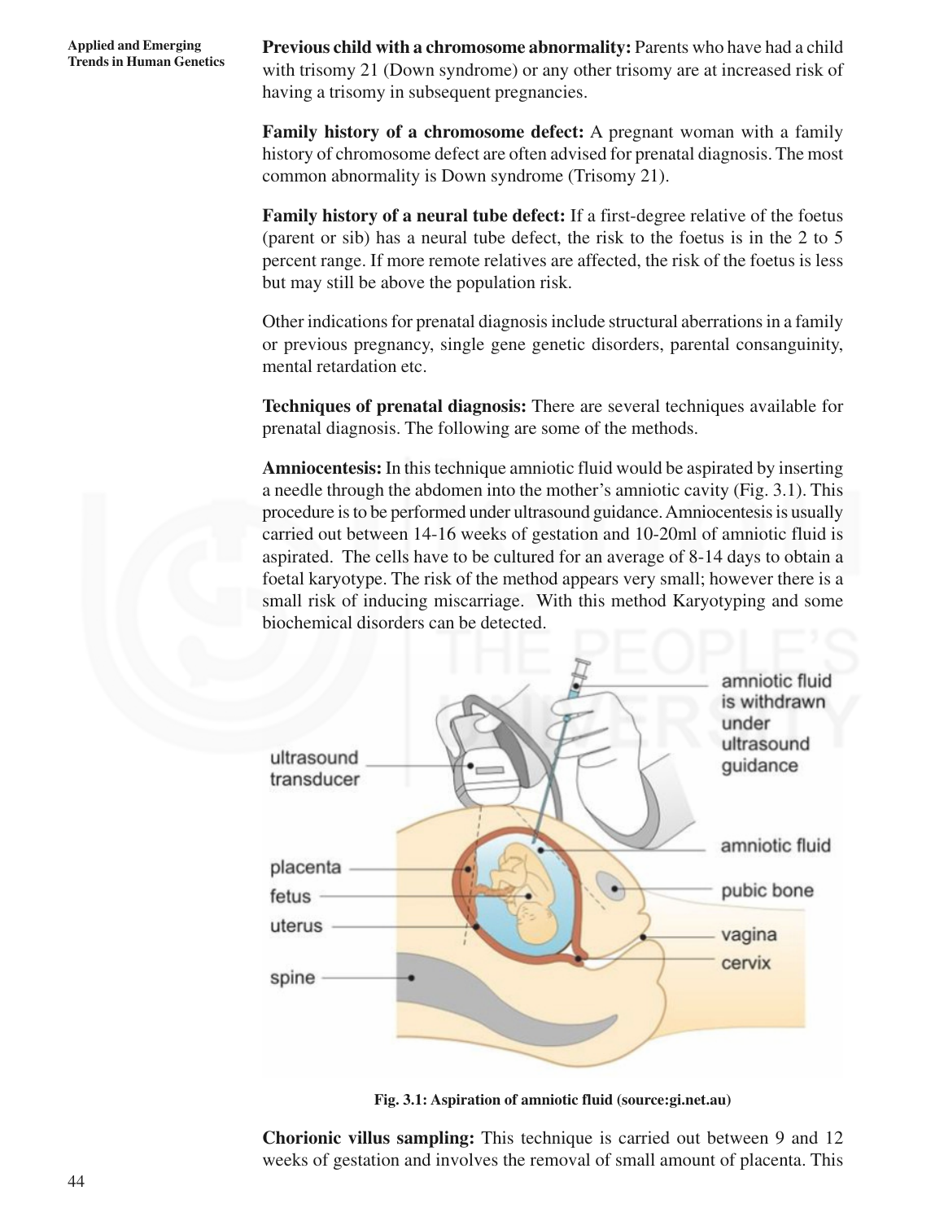**Previous child with a chromosome abnormality:** Parents who have had a child with trisomy 21 (Down syndrome) or any other trisomy are at increased risk of having a trisomy in subsequent pregnancies.

**Family history of a chromosome defect:** A pregnant woman with a family history of chromosome defect are often advised for prenatal diagnosis. The most common abnormality is Down syndrome (Trisomy 21).

**Family history of a neural tube defect:** If a first-degree relative of the foetus (parent or sib) has a neural tube defect, the risk to the foetus is in the 2 to 5 percent range. If more remote relatives are affected, the risk of the foetus is less but may still be above the population risk.

Other indications for prenatal diagnosis include structural aberrations in a family or previous pregnancy, single gene genetic disorders, parental consanguinity, mental retardation etc.

**Techniques of prenatal diagnosis:** There are several techniques available for prenatal diagnosis. The following are some of the methods.

**Amniocentesis:** In this technique amniotic fluid would be aspirated by inserting a needle through the abdomen into the mother's amniotic cavity (Fig. 3.1). This procedure is to be performed under ultrasound guidance. Amniocentesis is usually carried out between 14-16 weeks of gestation and 10-20ml of amniotic fluid is aspirated. The cells have to be cultured for an average of 8-14 days to obtain a foetal karyotype. The risk of the method appears very small; however there is a small risk of inducing miscarriage. With this method Karyotyping and some biochemical disorders can be detected.

**Fig. 3.1: Aspiration of amniotic fluid (source:gi.net.au)**

**Chorionic villus sampling:** This technique is carried out between 9 and 12 weeks of gestation and involves the removal of small amount of placenta. This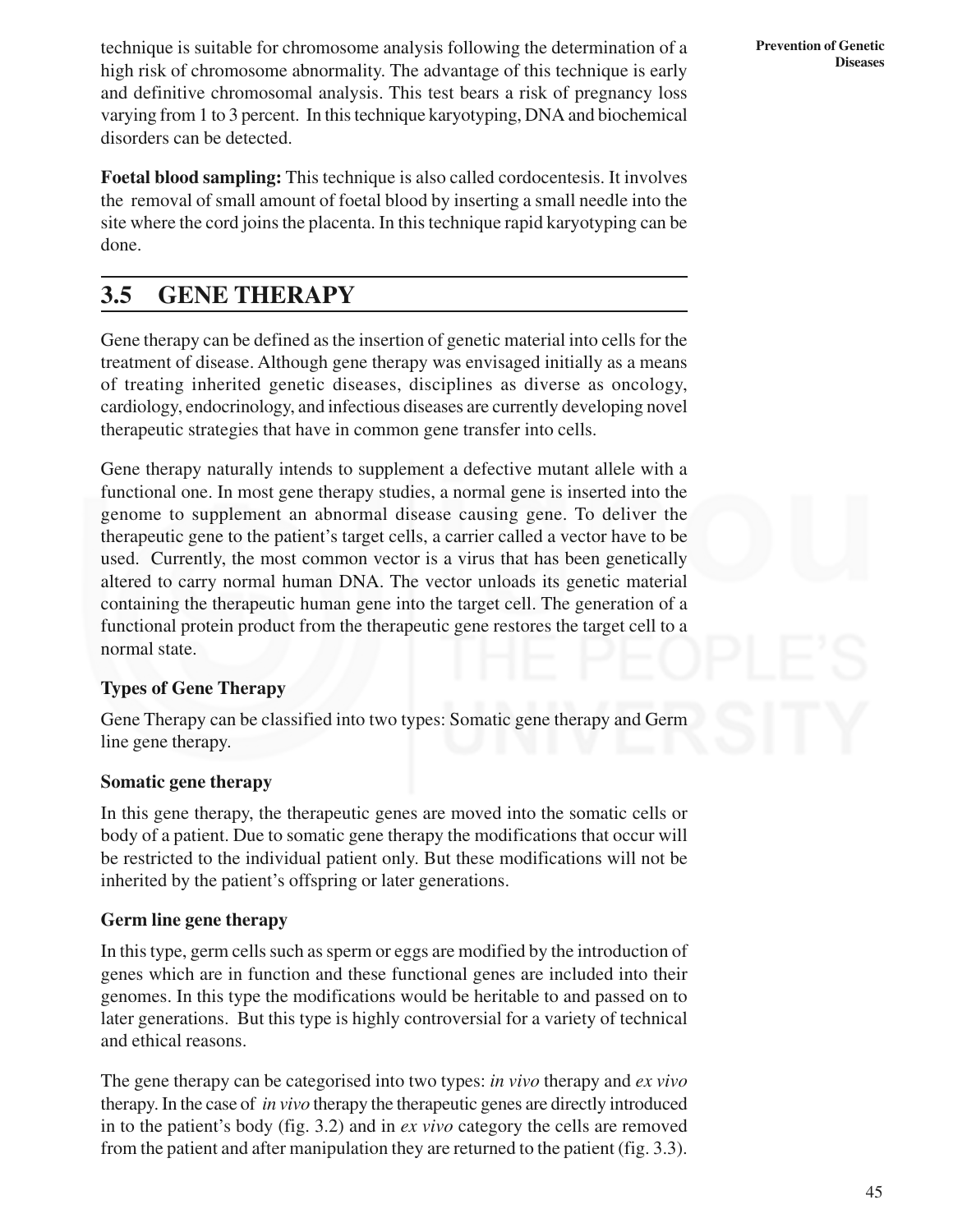technique is suitable for chromosome analysis following the determination of a high risk of chromosome abnormality. The advantage of this technique is early and definitive chromosomal analysis. This test bears a risk of pregnancy loss varying from 1 to 3 percent. In this technique karyotyping, DNA and biochemical disorders can be detected.

**Foetal blood sampling:** This technique is also called cordocentesis. It involves the removal of small amount of foetal blood by inserting a small needle into the site where the cord joins the placenta. In this technique rapid karyotyping can be done.

## 3.5 GENE THERAPY

Gene therapy can be defined as the insertion of genetic material into cells for the treatment of disease. Although gene therapy was envisaged initially as a means of treating inherited genetic diseases, disciplines as diverse as oncology, cardiology, endocrinology, and infectious diseases are currently developing novel therapeutic strategies that have in common gene transfer into cells.

Gene therapy naturally intends to supplement a defective mutant allele with a functional one. In most gene therapy studies, a normal gene is inserted into the genome to supplement an abnormal disease causing gene. To deliver the therapeutic gene to the patient's target cells, a carrier called a vector have to be used. Currently, the most common vector is a virus that has been genetically altered to carry normal human DNA. The vector unloads its genetic material containing the therapeutic human gene into the target cell. The generation of a functional protein product from the therapeutic gene restores the target cell to a normal state.

### Types of Gene Therapy

Gene Therapy can be classified into two types: Somatic gene therapy and Germ line gene therapy.

### Somatic gene therapy

In this gene therapy, the therapeutic genes are moved into the somatic cells or body of a patient. Due to somatic gene therapy the modifications that occur will be restricted to the individual patient only. But these modifications will not be inherited by the patient's offspring or later generations.

### Germ line gene therapy

In this type, germ cells such as sperm or eggs are modified by the introduction of genes which are in function and these functional genes are included into their genomes. In this type the modifications would be heritable to and passed on to later generations. But this type is highly controversial for a variety of technical and ethical reasons.

The gene therapy can be categorised into two types: *in vivo* therapy and *ex vivo* therapy. In the case of *in vivo* therapy the therapeutic genes are directly introduced in to the patient's body (fig. 3.2) and in *ex vivo* category the cells are removed from the patient and after manipulation they are returned to the patient (fig. 3.3).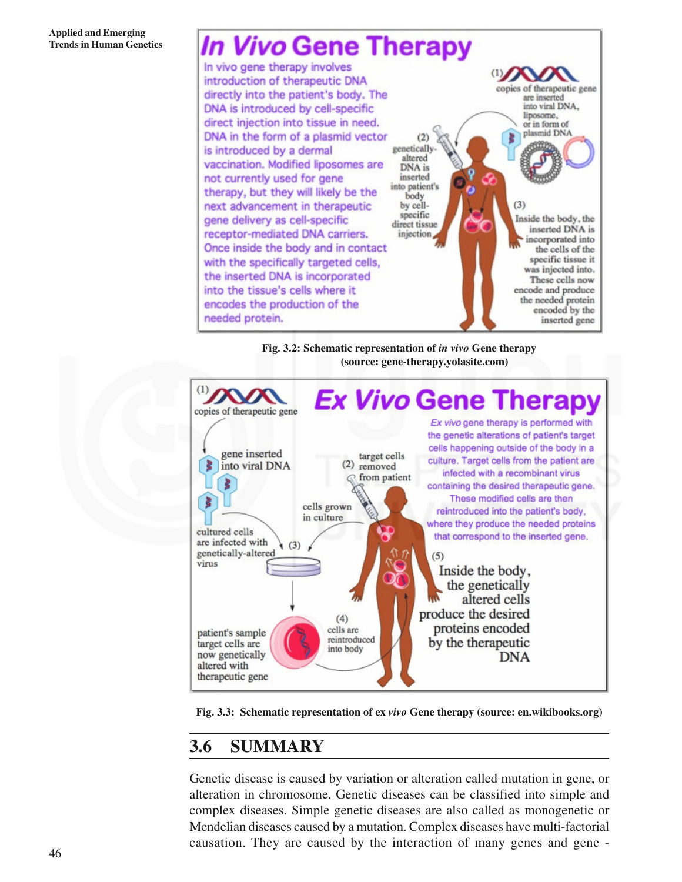**In Vivo Gene Therapy**

In vivo gene therapy involves introduction of therapeutic DNA directly into the patient's body. The DNA is introduced by cell-specific direct injection into tissue in need. DNA in the form of a plasmid vector is introduced by a dermal vaccination. Modified liposomes are not currently used for gene therapy, but they will likely be the next advancement in therapeutic gene delivery as cell-specific receptor-mediated DNA carriers. Once inside the body and in contact with the specifically targeted cells, the inserted DNA is incorporated into the tissue's cells where it encodes the production of the needed protein.

(1) copies of therapeutic gene are inserted into viral DNA, liposome, or in form of plasmid DNA

(2) genetically-altered DNA is inserted into patient's body by cell-specific direct tissue injection

(3) Inside the body, the inserted DNA is incorporated into the cells of the specific tissue it was injected into. These cells now encode and produce the needed protein encoded by the inserted gene

**Fig. 3.2: Schematic representation of *in vivo* Gene therapy (source: gene-therapy.yolasite.com)**

**Ex Vivo Gene Therapy**

*Ex vivo* gene therapy is performed with the genetic alterations of patient's target cells happening outside of the body in a culture. Target cells from the patient are infected with a recombinant virus containing the desired therapeutic gene. These modified cells are then reintroduced into the patient's body, where they produce the needed proteins that correspond to the inserted gene.

(1) copies of therapeutic gene

gene inserted into viral DNA

(2) target cells removed from patient

cells grown in culture

cultured cells are infected with genetically-altered virus

(3)

patient's sample target cells are now genetically altered with therapeutic gene

(4) cells are reintroduced into body

(5) Inside the body, the genetically altered cells produce the desired proteins encoded by the therapeutic DNA

**Fig. 3.3: Schematic representation of ex *vivo* Gene therapy (source: en.wikibooks.org)**

## 3.6 SUMMARY

Genetic disease is caused by variation or alteration called mutation in gene, or alteration in chromosome. Genetic diseases can be classified into simple and complex diseases. Simple genetic diseases are also called as monogenetic or Mendelian diseases caused by a mutation. Complex diseases have multi-factorial causation. They are caused by the interaction of many genes and gene -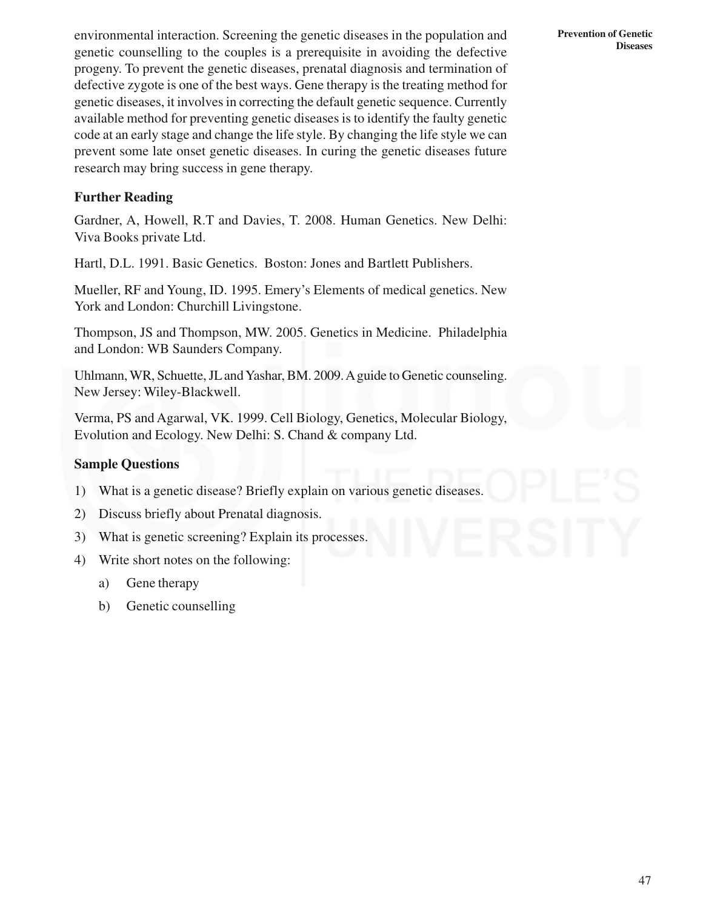environmental interaction. Screening the genetic diseases in the population and genetic counselling to the couples is a prerequisite in avoiding the defective progeny. To prevent the genetic diseases, prenatal diagnosis and termination of defective zygote is one of the best ways. Gene therapy is the treating method for genetic diseases, it involves in correcting the default genetic sequence. Currently available method for preventing genetic diseases is to identify the faulty genetic code at an early stage and change the life style. By changing the life style we can prevent some late onset genetic diseases. In curing the genetic diseases future research may bring success in gene therapy.

### Further Reading

Gardner, A, Howell, R.T and Davies, T. 2008. Human Genetics. New Delhi: Viva Books private Ltd.

Hartl, D.L. 1991. Basic Genetics. Boston: Jones and Bartlett Publishers.

Mueller, RF and Young, ID. 1995. Emery's Elements of medical genetics. New York and London: Churchill Livingstone.

Thompson, JS and Thompson, MW. 2005. Genetics in Medicine. Philadelphia and London: WB Saunders Company.

Uhlmann, WR, Schuette, JL and Yashar, BM. 2009. A guide to Genetic counseling. New Jersey: Wiley-Blackwell.

Verma, PS and Agarwal, VK. 1999. Cell Biology, Genetics, Molecular Biology, Evolution and Ecology. New Delhi: S. Chand & company Ltd.

### Sample Questions

1) What is a genetic disease? Briefly explain on various genetic diseases.
2) Discuss briefly about Prenatal diagnosis.
3) What is genetic screening? Explain its processes.
4) Write short notes on the following:
   a) Gene therapy
   b) Genetic counselling